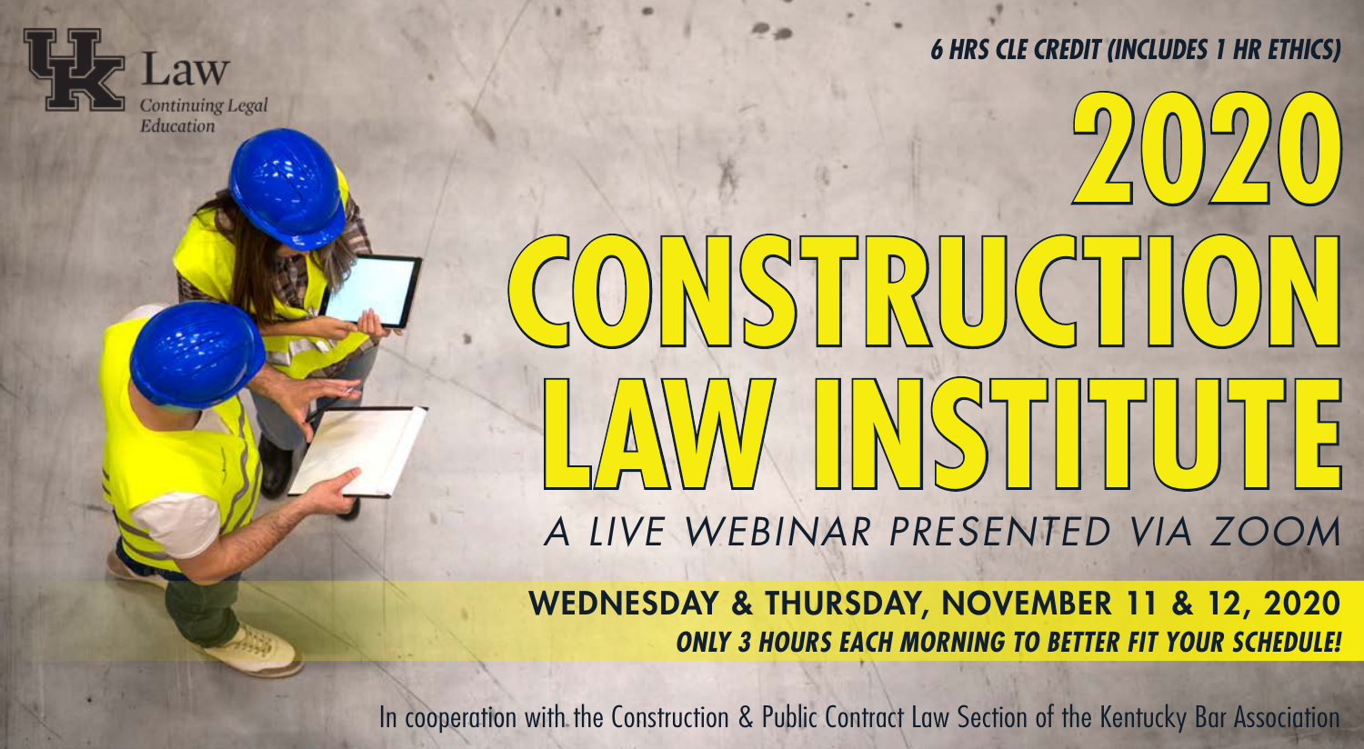UK Law
*Continuing Legal Education*

***6 HRS CLE CREDIT (INCLUDES 1 HR ETHICS)***

# 2020 CONSTRUCTION LAW INSTITUTE

*A LIVE WEBINAR PRESENTED VIA ZOOM*

**WEDNESDAY & THURSDAY, NOVEMBER 11 & 12, 2020**

***ONLY 3 HOURS EACH MORNING TO BETTER FIT YOUR SCHEDULE!***

In cooperation with the Construction & Public Contract Law Section of the Kentucky Bar Association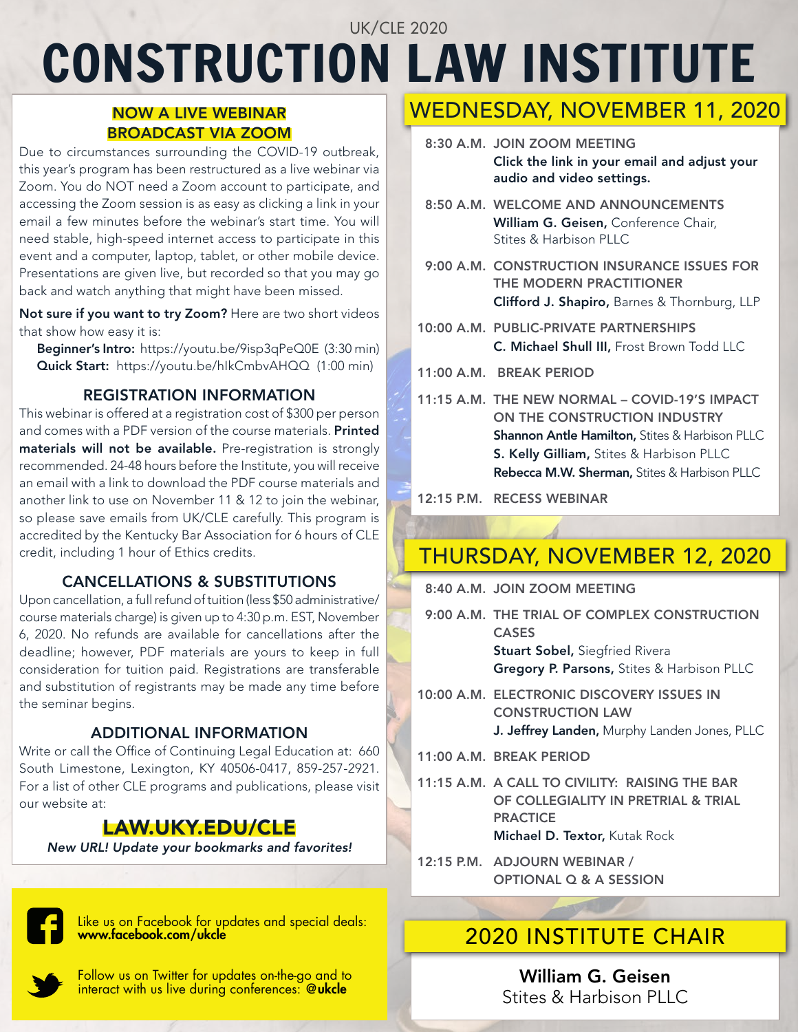UK/CLE 2020

# CONSTRUCTION LAW INSTITUTE

## NOW A LIVE WEBINAR BROADCAST VIA ZOOM

Due to circumstances surrounding the COVID-19 outbreak, this year's program has been restructured as a live webinar via Zoom. You do NOT need a Zoom account to participate, and accessing the Zoom session is as easy as clicking a link in your email a few minutes before the webinar's start time. You will need stable, high-speed internet access to participate in this event and a computer, laptop, tablet, or other mobile device. Presentations are given live, but recorded so that you may go back and watch anything that might have been missed.

**Not sure if you want to try Zoom?** Here are two short videos that show how easy it is:

**Beginner's Intro:** https://youtu.be/9isp3qPeQ0E (3:30 min)
**Quick Start:** https://youtu.be/hIkCmbvAHQQ (1:00 min)

### REGISTRATION INFORMATION

This webinar is offered at a registration cost of $300 per person and comes with a PDF version of the course materials. **Printed materials will not be available.** Pre-registration is strongly recommended. 24-48 hours before the Institute, you will receive an email with a link to download the PDF course materials and another link to use on November 11 & 12 to join the webinar, so please save emails from UK/CLE carefully. This program is accredited by the Kentucky Bar Association for 6 hours of CLE credit, including 1 hour of Ethics credits.

### CANCELLATIONS & SUBSTITUTIONS

Upon cancellation, a full refund of tuition (less $50 administrative/course materials charge) is given up to 4:30 p.m. EST, November 6, 2020. No refunds are available for cancellations after the deadline; however, PDF materials are yours to keep in full consideration for tuition paid. Registrations are transferable and substitution of registrants may be made any time before the seminar begins.

### ADDITIONAL INFORMATION

Write or call the Office of Continuing Legal Education at: 660 South Limestone, Lexington, KY 40506-0417, 859-257-2921. For a list of other CLE programs and publications, please visit our website at:

**LAW.UKY.EDU/CLE**

*New URL! Update your bookmarks and favorites!*

Like us on Facebook for updates and special deals: **www.facebook.com/ukcle**

Follow us on Twitter for updates on-the-go and to interact with us live during conferences: **@ukcle**

## WEDNESDAY, NOVEMBER 11, 2020

**8:30 A.M.** JOIN ZOOM MEETING
**Click the link in your email and adjust your audio and video settings.**

**8:50 A.M.** WELCOME AND ANNOUNCEMENTS
**William G. Geisen,** Conference Chair, Stites & Harbison PLLC

**9:00 A.M.** CONSTRUCTION INSURANCE ISSUES FOR THE MODERN PRACTITIONER
**Clifford J. Shapiro,** Barnes & Thornburg, LLP

**10:00 A.M.** PUBLIC-PRIVATE PARTNERSHIPS
**C. Michael Shull III,** Frost Brown Todd LLC

**11:00 A.M.** BREAK PERIOD

**11:15 A.M.** THE NEW NORMAL – COVID-19'S IMPACT ON THE CONSTRUCTION INDUSTRY
**Shannon Antle Hamilton,** Stites & Harbison PLLC
**S. Kelly Gilliam,** Stites & Harbison PLLC
**Rebecca M.W. Sherman,** Stites & Harbison PLLC

**12:15 P.M.** RECESS WEBINAR

## THURSDAY, NOVEMBER 12, 2020

**8:40 A.M.** JOIN ZOOM MEETING

**9:00 A.M.** THE TRIAL OF COMPLEX CONSTRUCTION CASES
**Stuart Sobel,** Siegfried Rivera
**Gregory P. Parsons,** Stites & Harbison PLLC

**10:00 A.M.** ELECTRONIC DISCOVERY ISSUES IN CONSTRUCTION LAW
**J. Jeffrey Landen,** Murphy Landen Jones, PLLC

**11:00 A.M.** BREAK PERIOD

**11:15 A.M.** A CALL TO CIVILITY: RAISING THE BAR OF COLLEGIALITY IN PRETRIAL & TRIAL PRACTICE
**Michael D. Textor,** Kutak Rock

**12:15 P.M.** ADJOURN WEBINAR / OPTIONAL Q & A SESSION

## 2020 INSTITUTE CHAIR

**William G. Geisen**
Stites & Harbison PLLC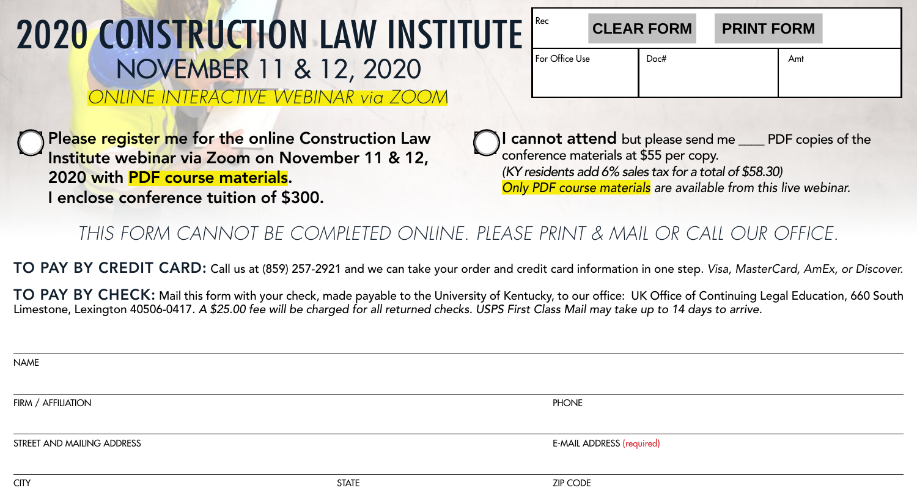# 2020 CONSTRUCTION LAW INSTITUTE

## NOVEMBER 11 & 12, 2020

*ONLINE INTERACTIVE WEBINAR via ZOOM*

| Rec | CLEAR FORM | PRINT FORM |
| --- | --- | --- |
| For Office Use | Doc# | Amt |

○ **Please register me for the online Construction Law Institute webinar via Zoom on November 11 & 12, 2020 with PDF course materials.**
**I enclose conference tuition of $300.**

○ **I cannot attend** but please send me ____ PDF copies of the conference materials at $55 per copy.
*(KY residents add 6% sales tax for a total of $58.30)*
*Only PDF course materials are available from this live webinar.*

*THIS FORM CANNOT BE COMPLETED ONLINE. PLEASE PRINT & MAIL OR CALL OUR OFFICE.*

**TO PAY BY CREDIT CARD:** Call us at (859) 257-2921 and we can take your order and credit card information in one step. *Visa, MasterCard, AmEx, or Discover.*

**TO PAY BY CHECK:** Mail this form with your check, made payable to the University of Kentucky, to our office: UK Office of Continuing Legal Education, 660 South Limestone, Lexington 40506-0417. *A $25.00 fee will be charged for all returned checks. USPS First Class Mail may take up to 14 days to arrive.*

NAME

FIRM / AFFILIATION | PHONE

STREET AND MAILING ADDRESS | E-MAIL ADDRESS (required)

CITY | STATE | ZIP CODE